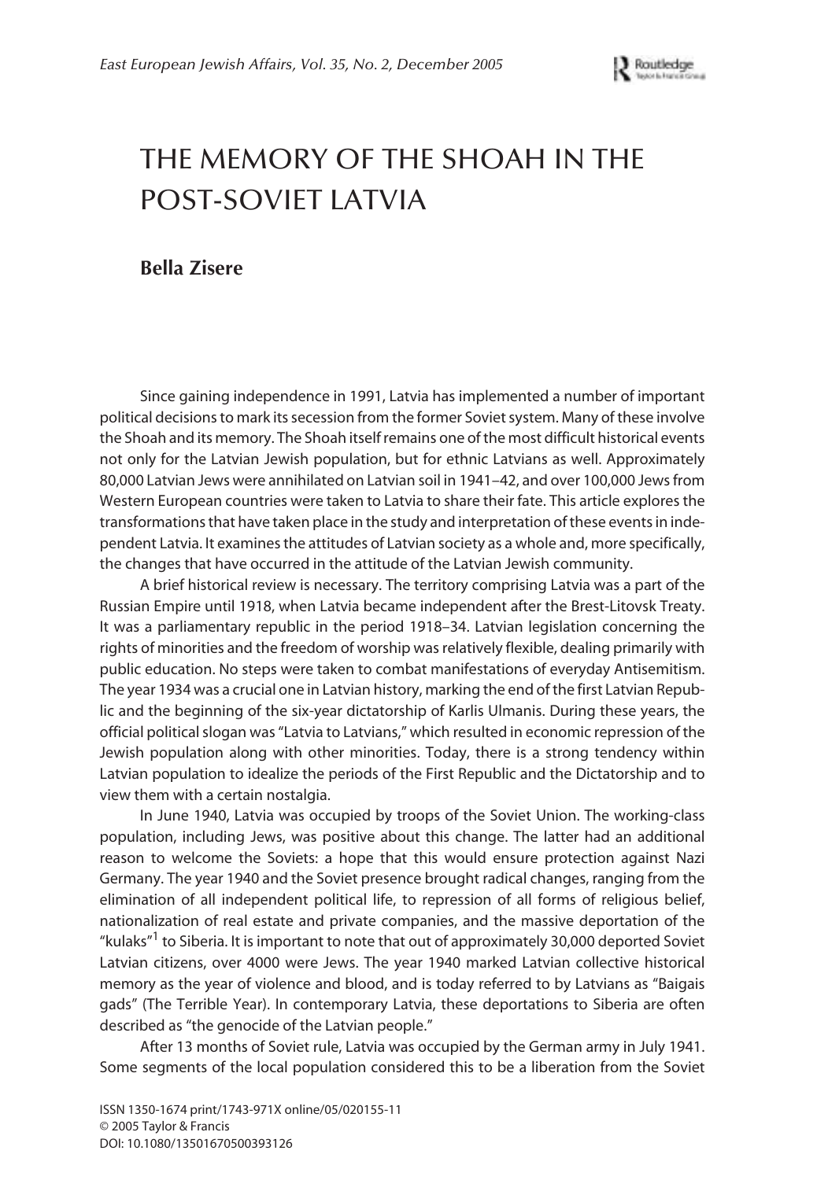# THE MEMORY OF THE SHOAH IN THE POST-SOVIET LATVIA

**Bella Zisere**

Since gaining independence in 1991, Latvia has implemented a number of important political decisions to mark its secession from the former Soviet system. Many of these involve the Shoah and its memory. The Shoah itself remains one of the most difficult historical events not only for the Latvian Jewish population, but for ethnic Latvians as well. Approximately 80,000 Latvian Jews were annihilated on Latvian soil in 1941–42, and over 100,000 Jews from Western European countries were taken to Latvia to share their fate. This article explores the transformations that have taken place in the study and interpretation of these events in independent Latvia. It examines the attitudes of Latvian society as a whole and, more specifically, the changes that have occurred in the attitude of the Latvian Jewish community.

A brief historical review is necessary. The territory comprising Latvia was a part of the Russian Empire until 1918, when Latvia became independent after the Brest-Litovsk Treaty. It was a parliamentary republic in the period 1918–34. Latvian legislation concerning the rights of minorities and the freedom of worship was relatively flexible, dealing primarily with public education. No steps were taken to combat manifestations of everyday Antisemitism. The year 1934 was a crucial one in Latvian history, marking the end of the first Latvian Republic and the beginning of the six-year dictatorship of Karlis Ulmanis. During these years, the official political slogan was "Latvia to Latvians," which resulted in economic repression of the Jewish population along with other minorities. Today, there is a strong tendency within Latvian population to idealize the periods of the First Republic and the Dictatorship and to view them with a certain nostalgia.

In June 1940, Latvia was occupied by troops of the Soviet Union. The working-class population, including Jews, was positive about this change. The latter had an additional reason to welcome the Soviets: a hope that this would ensure protection against Nazi Germany. The year 1940 and the Soviet presence brought radical changes, ranging from the elimination of all independent political life, to repression of all forms of religious belief, nationalization of real estate and private companies, and the massive deportation of the "kulaks"[1] to Siberia. It is important to note that out of approximately 30,000 deported Soviet Latvian citizens, over 4000 were Jews. The year 1940 marked Latvian collective historical memory as the year of violence and blood, and is today referred to by Latvians as "Baigais gads" (The Terrible Year). In contemporary Latvia, these deportations to Siberia are often described as "the genocide of the Latvian people."

After 13 months of Soviet rule, Latvia was occupied by the German army in July 1941. Some segments of the local population considered this to be a liberation from the Soviet

ISSN 1350-1674 print/1743-971X online/05/020155-11
© 2005 Taylor & Francis
DOI: 10.1080/13501670500393126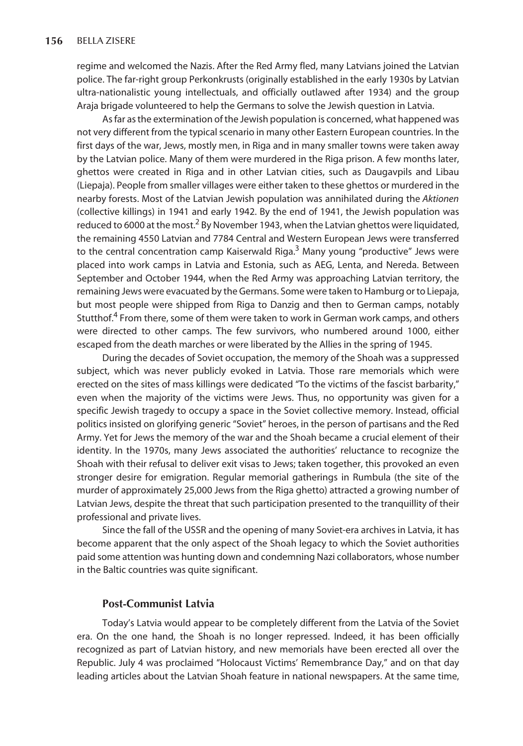regime and welcomed the Nazis. After the Red Army fled, many Latvians joined the Latvian police. The far-right group Perkonkrusts (originally established in the early 1930s by Latvian ultra-nationalistic young intellectuals, and officially outlawed after 1934) and the group Araja brigade volunteered to help the Germans to solve the Jewish question in Latvia.

As far as the extermination of the Jewish population is concerned, what happened was not very different from the typical scenario in many other Eastern European countries. In the first days of the war, Jews, mostly men, in Riga and in many smaller towns were taken away by the Latvian police. Many of them were murdered in the Riga prison. A few months later, ghettos were created in Riga and in other Latvian cities, such as Daugavpils and Libau (Liepaja). People from smaller villages were either taken to these ghettos or murdered in the nearby forests. Most of the Latvian Jewish population was annihilated during the *Aktionen* (collective killings) in 1941 and early 1942. By the end of 1941, the Jewish population was reduced to 6000 at the most.[2] By November 1943, when the Latvian ghettos were liquidated, the remaining 4550 Latvian and 7784 Central and Western European Jews were transferred to the central concentration camp Kaiserwald Riga.[3] Many young "productive" Jews were placed into work camps in Latvia and Estonia, such as AEG, Lenta, and Nereda. Between September and October 1944, when the Red Army was approaching Latvian territory, the remaining Jews were evacuated by the Germans. Some were taken to Hamburg or to Liepaja, but most people were shipped from Riga to Danzig and then to German camps, notably Stutthof.[4] From there, some of them were taken to work in German work camps, and others were directed to other camps. The few survivors, who numbered around 1000, either escaped from the death marches or were liberated by the Allies in the spring of 1945.

During the decades of Soviet occupation, the memory of the Shoah was a suppressed subject, which was never publicly evoked in Latvia. Those rare memorials which were erected on the sites of mass killings were dedicated "To the victims of the fascist barbarity," even when the majority of the victims were Jews. Thus, no opportunity was given for a specific Jewish tragedy to occupy a space in the Soviet collective memory. Instead, official politics insisted on glorifying generic "Soviet" heroes, in the person of partisans and the Red Army. Yet for Jews the memory of the war and the Shoah became a crucial element of their identity. In the 1970s, many Jews associated the authorities' reluctance to recognize the Shoah with their refusal to deliver exit visas to Jews; taken together, this provoked an even stronger desire for emigration. Regular memorial gatherings in Rumbula (the site of the murder of approximately 25,000 Jews from the Riga ghetto) attracted a growing number of Latvian Jews, despite the threat that such participation presented to the tranquillity of their professional and private lives.

Since the fall of the USSR and the opening of many Soviet-era archives in Latvia, it has become apparent that the only aspect of the Shoah legacy to which the Soviet authorities paid some attention was hunting down and condemning Nazi collaborators, whose number in the Baltic countries was quite significant.

### Post-Communist Latvia

Today's Latvia would appear to be completely different from the Latvia of the Soviet era. On the one hand, the Shoah is no longer repressed. Indeed, it has been officially recognized as part of Latvian history, and new memorials have been erected all over the Republic. July 4 was proclaimed "Holocaust Victims' Remembrance Day," and on that day leading articles about the Latvian Shoah feature in national newspapers. At the same time,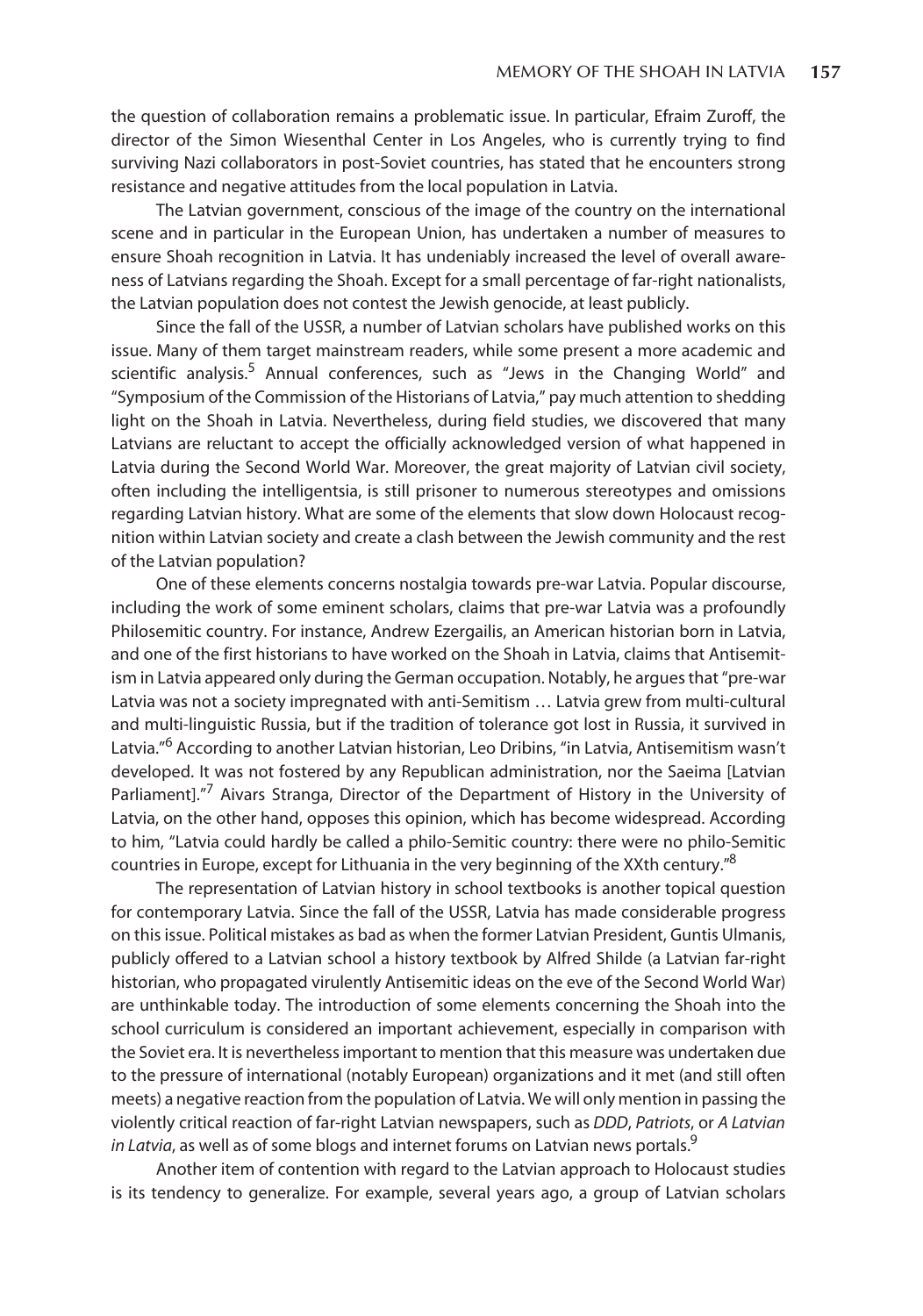the question of collaboration remains a problematic issue. In particular, Efraim Zuroff, the director of the Simon Wiesenthal Center in Los Angeles, who is currently trying to find surviving Nazi collaborators in post-Soviet countries, has stated that he encounters strong resistance and negative attitudes from the local population in Latvia.

The Latvian government, conscious of the image of the country on the international scene and in particular in the European Union, has undertaken a number of measures to ensure Shoah recognition in Latvia. It has undeniably increased the level of overall awareness of Latvians regarding the Shoah. Except for a small percentage of far-right nationalists, the Latvian population does not contest the Jewish genocide, at least publicly.

Since the fall of the USSR, a number of Latvian scholars have published works on this issue. Many of them target mainstream readers, while some present a more academic and scientific analysis.[5] Annual conferences, such as "Jews in the Changing World" and "Symposium of the Commission of the Historians of Latvia," pay much attention to shedding light on the Shoah in Latvia. Nevertheless, during field studies, we discovered that many Latvians are reluctant to accept the officially acknowledged version of what happened in Latvia during the Second World War. Moreover, the great majority of Latvian civil society, often including the intelligentsia, is still prisoner to numerous stereotypes and omissions regarding Latvian history. What are some of the elements that slow down Holocaust recognition within Latvian society and create a clash between the Jewish community and the rest of the Latvian population?

One of these elements concerns nostalgia towards pre-war Latvia. Popular discourse, including the work of some eminent scholars, claims that pre-war Latvia was a profoundly Philosemitic country. For instance, Andrew Ezergailis, an American historian born in Latvia, and one of the first historians to have worked on the Shoah in Latvia, claims that Antisemitism in Latvia appeared only during the German occupation. Notably, he argues that "pre-war Latvia was not a society impregnated with anti-Semitism … Latvia grew from multi-cultural and multi-linguistic Russia, but if the tradition of tolerance got lost in Russia, it survived in Latvia."[6] According to another Latvian historian, Leo Dribins, "in Latvia, Antisemitism wasn't developed. It was not fostered by any Republican administration, nor the Saeima [Latvian Parliament]."[7] Aivars Stranga, Director of the Department of History in the University of Latvia, on the other hand, opposes this opinion, which has become widespread. According to him, "Latvia could hardly be called a philo-Semitic country: there were no philo-Semitic countries in Europe, except for Lithuania in the very beginning of the XXth century."[8]

The representation of Latvian history in school textbooks is another topical question for contemporary Latvia. Since the fall of the USSR, Latvia has made considerable progress on this issue. Political mistakes as bad as when the former Latvian President, Guntis Ulmanis, publicly offered to a Latvian school a history textbook by Alfred Shilde (a Latvian far-right historian, who propagated virulently Antisemitic ideas on the eve of the Second World War) are unthinkable today. The introduction of some elements concerning the Shoah into the school curriculum is considered an important achievement, especially in comparison with the Soviet era. It is nevertheless important to mention that this measure was undertaken due to the pressure of international (notably European) organizations and it met (and still often meets) a negative reaction from the population of Latvia. We will only mention in passing the violently critical reaction of far-right Latvian newspapers, such as *DDD*, *Patriots*, or *A Latvian in Latvia*, as well as of some blogs and internet forums on Latvian news portals.[9]

Another item of contention with regard to the Latvian approach to Holocaust studies is its tendency to generalize. For example, several years ago, a group of Latvian scholars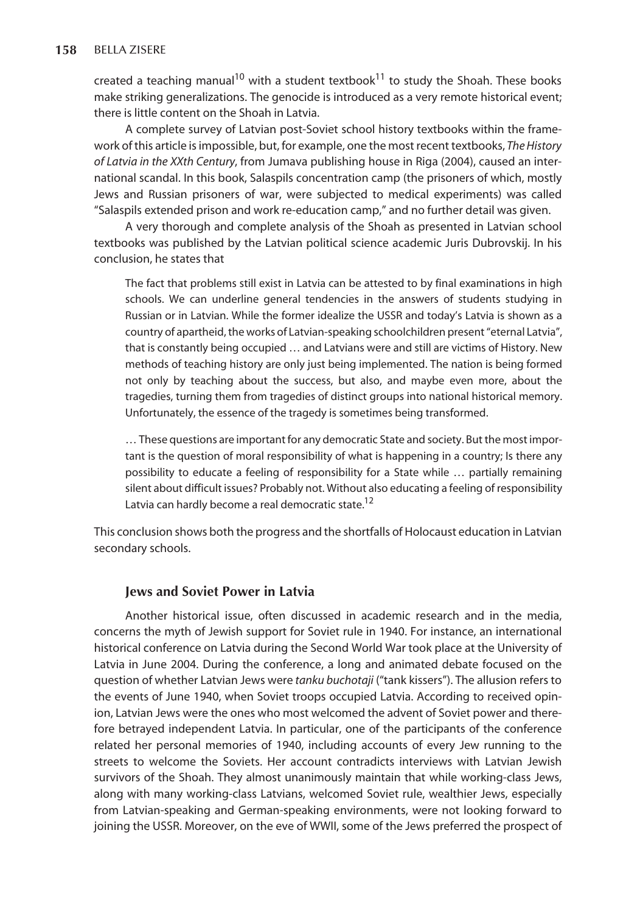created a teaching manual[10] with a student textbook[11] to study the Shoah. These books make striking generalizations. The genocide is introduced as a very remote historical event; there is little content on the Shoah in Latvia.

A complete survey of Latvian post-Soviet school history textbooks within the framework of this article is impossible, but, for example, one the most recent textbooks, *The History of Latvia in the XXth Century*, from Jumava publishing house in Riga (2004), caused an international scandal. In this book, Salaspils concentration camp (the prisoners of which, mostly Jews and Russian prisoners of war, were subjected to medical experiments) was called "Salaspils extended prison and work re-education camp," and no further detail was given.

A very thorough and complete analysis of the Shoah as presented in Latvian school textbooks was published by the Latvian political science academic Juris Dubrovskij. In his conclusion, he states that

> The fact that problems still exist in Latvia can be attested to by final examinations in high schools. We can underline general tendencies in the answers of students studying in Russian or in Latvian. While the former idealize the USSR and today's Latvia is shown as a country of apartheid, the works of Latvian-speaking schoolchildren present "eternal Latvia", that is constantly being occupied … and Latvians were and still are victims of History. New methods of teaching history are only just being implemented. The nation is being formed not only by teaching about the success, but also, and maybe even more, about the tragedies, turning them from tragedies of distinct groups into national historical memory. Unfortunately, the essence of the tragedy is sometimes being transformed.
>
> … These questions are important for any democratic State and society. But the most important is the question of moral responsibility of what is happening in a country; Is there any possibility to educate a feeling of responsibility for a State while … partially remaining silent about difficult issues? Probably not. Without also educating a feeling of responsibility Latvia can hardly become a real democratic state.[12]

This conclusion shows both the progress and the shortfalls of Holocaust education in Latvian secondary schools.

## Jews and Soviet Power in Latvia

Another historical issue, often discussed in academic research and in the media, concerns the myth of Jewish support for Soviet rule in 1940. For instance, an international historical conference on Latvia during the Second World War took place at the University of Latvia in June 2004. During the conference, a long and animated debate focused on the question of whether Latvian Jews were *tanku buchotaji* ("tank kissers"). The allusion refers to the events of June 1940, when Soviet troops occupied Latvia. According to received opinion, Latvian Jews were the ones who most welcomed the advent of Soviet power and therefore betrayed independent Latvia. In particular, one of the participants of the conference related her personal memories of 1940, including accounts of every Jew running to the streets to welcome the Soviets. Her account contradicts interviews with Latvian Jewish survivors of the Shoah. They almost unanimously maintain that while working-class Jews, along with many working-class Latvians, welcomed Soviet rule, wealthier Jews, especially from Latvian-speaking and German-speaking environments, were not looking forward to joining the USSR. Moreover, on the eve of WWII, some of the Jews preferred the prospect of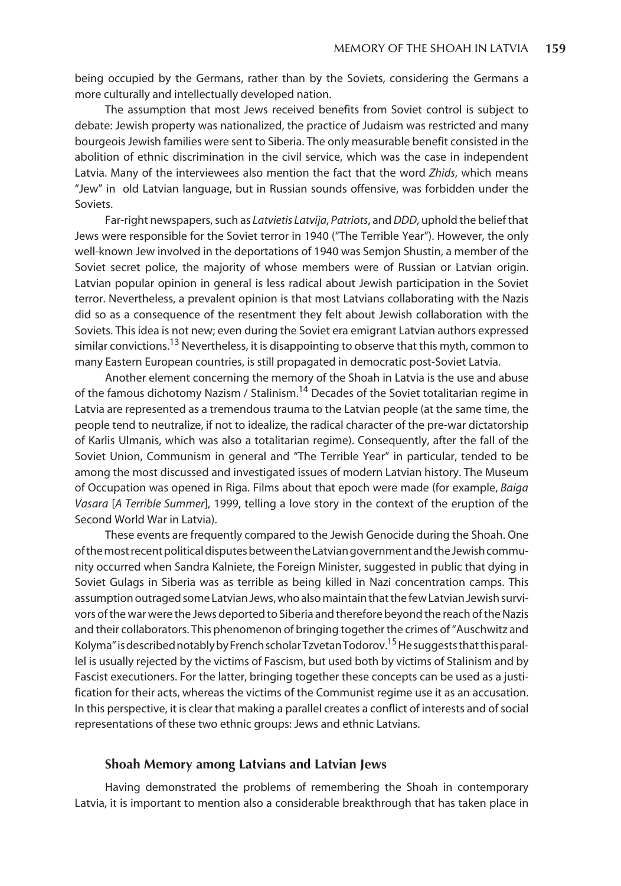being occupied by the Germans, rather than by the Soviets, considering the Germans a more culturally and intellectually developed nation.

The assumption that most Jews received benefits from Soviet control is subject to debate: Jewish property was nationalized, the practice of Judaism was restricted and many bourgeois Jewish families were sent to Siberia. The only measurable benefit consisted in the abolition of ethnic discrimination in the civil service, which was the case in independent Latvia. Many of the interviewees also mention the fact that the word *Zhids*, which means "Jew" in old Latvian language, but in Russian sounds offensive, was forbidden under the Soviets.

Far-right newspapers, such as *Latvietis Latvija*, *Patriots*, and *DDD*, uphold the belief that Jews were responsible for the Soviet terror in 1940 ("The Terrible Year"). However, the only well-known Jew involved in the deportations of 1940 was Semjon Shustin, a member of the Soviet secret police, the majority of whose members were of Russian or Latvian origin. Latvian popular opinion in general is less radical about Jewish participation in the Soviet terror. Nevertheless, a prevalent opinion is that most Latvians collaborating with the Nazis did so as a consequence of the resentment they felt about Jewish collaboration with the Soviets. This idea is not new; even during the Soviet era emigrant Latvian authors expressed similar convictions.[13] Nevertheless, it is disappointing to observe that this myth, common to many Eastern European countries, is still propagated in democratic post-Soviet Latvia.

Another element concerning the memory of the Shoah in Latvia is the use and abuse of the famous dichotomy Nazism / Stalinism.[14] Decades of the Soviet totalitarian regime in Latvia are represented as a tremendous trauma to the Latvian people (at the same time, the people tend to neutralize, if not to idealize, the radical character of the pre-war dictatorship of Karlis Ulmanis, which was also a totalitarian regime). Consequently, after the fall of the Soviet Union, Communism in general and "The Terrible Year" in particular, tended to be among the most discussed and investigated issues of modern Latvian history. The Museum of Occupation was opened in Riga. Films about that epoch were made (for example, *Baiga Vasara* [*A Terrible Summer*], 1999, telling a love story in the context of the eruption of the Second World War in Latvia).

These events are frequently compared to the Jewish Genocide during the Shoah. One of the most recent political disputes between the Latvian government and the Jewish community occurred when Sandra Kalniete, the Foreign Minister, suggested in public that dying in Soviet Gulags in Siberia was as terrible as being killed in Nazi concentration camps. This assumption outraged some Latvian Jews, who also maintain that the few Latvian Jewish survivors of the war were the Jews deported to Siberia and therefore beyond the reach of the Nazis and their collaborators. This phenomenon of bringing together the crimes of "Auschwitz and Kolyma" is described notably by French scholar Tzvetan Todorov.[15] He suggests that this parallel is usually rejected by the victims of Fascism, but used both by victims of Stalinism and by Fascist executioners. For the latter, bringing together these concepts can be used as a justification for their acts, whereas the victims of the Communist regime use it as an accusation. In this perspective, it is clear that making a parallel creates a conflict of interests and of social representations of these two ethnic groups: Jews and ethnic Latvians.

### Shoah Memory among Latvians and Latvian Jews

Having demonstrated the problems of remembering the Shoah in contemporary Latvia, it is important to mention also a considerable breakthrough that has taken place in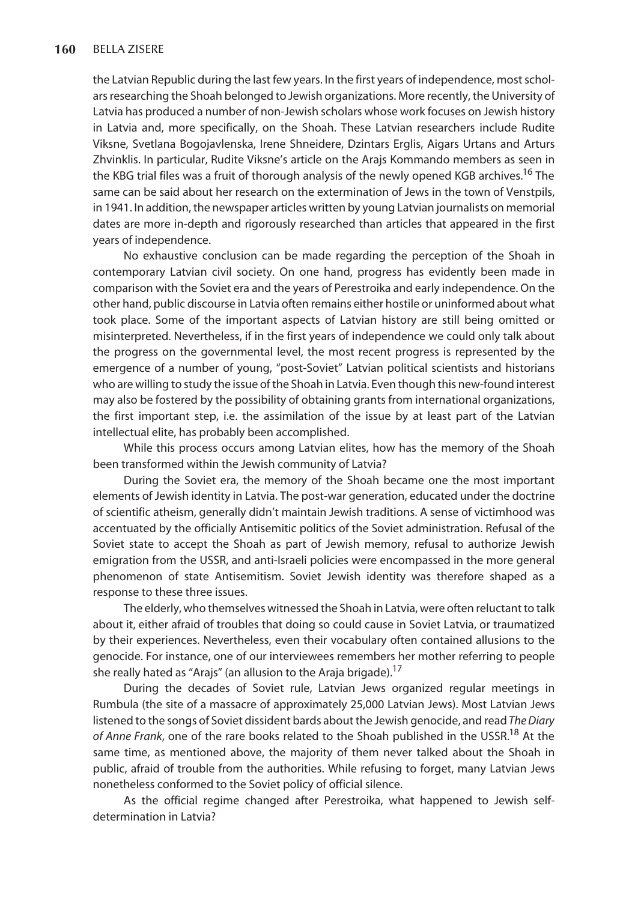the Latvian Republic during the last few years. In the first years of independence, most scholars researching the Shoah belonged to Jewish organizations. More recently, the University of Latvia has produced a number of non-Jewish scholars whose work focuses on Jewish history in Latvia and, more specifically, on the Shoah. These Latvian researchers include Rudite Viksne, Svetlana Bogojavlenska, Irene Shneidere, Dzintars Erglis, Aigars Urtans and Arturs Zhvinklis. In particular, Rudite Viksne's article on the Arajs Kommando members as seen in the KBG trial files was a fruit of thorough analysis of the newly opened KGB archives.[16] The same can be said about her research on the extermination of Jews in the town of Venstpils, in 1941. In addition, the newspaper articles written by young Latvian journalists on memorial dates are more in-depth and rigorously researched than articles that appeared in the first years of independence.

No exhaustive conclusion can be made regarding the perception of the Shoah in contemporary Latvian civil society. On one hand, progress has evidently been made in comparison with the Soviet era and the years of Perestroika and early independence. On the other hand, public discourse in Latvia often remains either hostile or uninformed about what took place. Some of the important aspects of Latvian history are still being omitted or misinterpreted. Nevertheless, if in the first years of independence we could only talk about the progress on the governmental level, the most recent progress is represented by the emergence of a number of young, "post-Soviet" Latvian political scientists and historians who are willing to study the issue of the Shoah in Latvia. Even though this new-found interest may also be fostered by the possibility of obtaining grants from international organizations, the first important step, i.e. the assimilation of the issue by at least part of the Latvian intellectual elite, has probably been accomplished.

While this process occurs among Latvian elites, how has the memory of the Shoah been transformed within the Jewish community of Latvia?

During the Soviet era, the memory of the Shoah became one the most important elements of Jewish identity in Latvia. The post-war generation, educated under the doctrine of scientific atheism, generally didn't maintain Jewish traditions. A sense of victimhood was accentuated by the officially Antisemitic politics of the Soviet administration. Refusal of the Soviet state to accept the Shoah as part of Jewish memory, refusal to authorize Jewish emigration from the USSR, and anti-Israeli policies were encompassed in the more general phenomenon of state Antisemitism. Soviet Jewish identity was therefore shaped as a response to these three issues.

The elderly, who themselves witnessed the Shoah in Latvia, were often reluctant to talk about it, either afraid of troubles that doing so could cause in Soviet Latvia, or traumatized by their experiences. Nevertheless, even their vocabulary often contained allusions to the genocide. For instance, one of our interviewees remembers her mother referring to people she really hated as "Arajs" (an allusion to the Araja brigade).[17]

During the decades of Soviet rule, Latvian Jews organized regular meetings in Rumbula (the site of a massacre of approximately 25,000 Latvian Jews). Most Latvian Jews listened to the songs of Soviet dissident bards about the Jewish genocide, and read *The Diary of Anne Frank*, one of the rare books related to the Shoah published in the USSR.[18] At the same time, as mentioned above, the majority of them never talked about the Shoah in public, afraid of trouble from the authorities. While refusing to forget, many Latvian Jews nonetheless conformed to the Soviet policy of official silence.

As the official regime changed after Perestroika, what happened to Jewish self-determination in Latvia?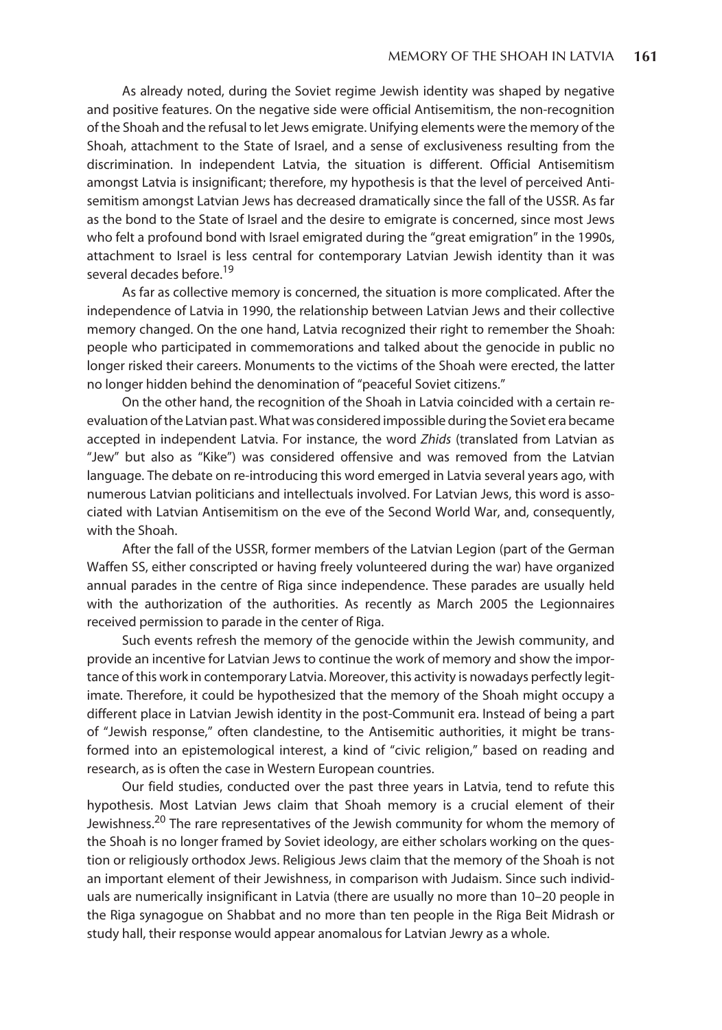As already noted, during the Soviet regime Jewish identity was shaped by negative and positive features. On the negative side were official Antisemitism, the non-recognition of the Shoah and the refusal to let Jews emigrate. Unifying elements were the memory of the Shoah, attachment to the State of Israel, and a sense of exclusiveness resulting from the discrimination. In independent Latvia, the situation is different. Official Antisemitism amongst Latvia is insignificant; therefore, my hypothesis is that the level of perceived Antisemitism amongst Latvian Jews has decreased dramatically since the fall of the USSR. As far as the bond to the State of Israel and the desire to emigrate is concerned, since most Jews who felt a profound bond with Israel emigrated during the "great emigration" in the 1990s, attachment to Israel is less central for contemporary Latvian Jewish identity than it was several decades before.[19]

As far as collective memory is concerned, the situation is more complicated. After the independence of Latvia in 1990, the relationship between Latvian Jews and their collective memory changed. On the one hand, Latvia recognized their right to remember the Shoah: people who participated in commemorations and talked about the genocide in public no longer risked their careers. Monuments to the victims of the Shoah were erected, the latter no longer hidden behind the denomination of "peaceful Soviet citizens."

On the other hand, the recognition of the Shoah in Latvia coincided with a certain re-evaluation of the Latvian past. What was considered impossible during the Soviet era became accepted in independent Latvia. For instance, the word *Zhids* (translated from Latvian as "Jew" but also as "Kike") was considered offensive and was removed from the Latvian language. The debate on re-introducing this word emerged in Latvia several years ago, with numerous Latvian politicians and intellectuals involved. For Latvian Jews, this word is associated with Latvian Antisemitism on the eve of the Second World War, and, consequently, with the Shoah.

After the fall of the USSR, former members of the Latvian Legion (part of the German Waffen SS, either conscripted or having freely volunteered during the war) have organized annual parades in the centre of Riga since independence. These parades are usually held with the authorization of the authorities. As recently as March 2005 the Legionnaires received permission to parade in the center of Riga.

Such events refresh the memory of the genocide within the Jewish community, and provide an incentive for Latvian Jews to continue the work of memory and show the importance of this work in contemporary Latvia. Moreover, this activity is nowadays perfectly legitimate. Therefore, it could be hypothesized that the memory of the Shoah might occupy a different place in Latvian Jewish identity in the post-Communit era. Instead of being a part of "Jewish response," often clandestine, to the Antisemitic authorities, it might be transformed into an epistemological interest, a kind of "civic religion," based on reading and research, as is often the case in Western European countries.

Our field studies, conducted over the past three years in Latvia, tend to refute this hypothesis. Most Latvian Jews claim that Shoah memory is a crucial element of their Jewishness.[20] The rare representatives of the Jewish community for whom the memory of the Shoah is no longer framed by Soviet ideology, are either scholars working on the question or religiously orthodox Jews. Religious Jews claim that the memory of the Shoah is not an important element of their Jewishness, in comparison with Judaism. Since such individuals are numerically insignificant in Latvia (there are usually no more than 10–20 people in the Riga synagogue on Shabbat and no more than ten people in the Riga Beit Midrash or study hall, their response would appear anomalous for Latvian Jewry as a whole.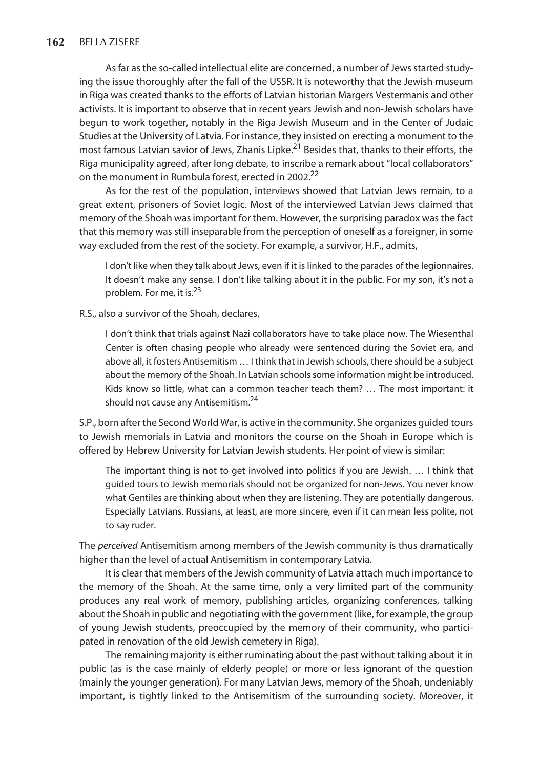As far as the so-called intellectual elite are concerned, a number of Jews started studying the issue thoroughly after the fall of the USSR. It is noteworthy that the Jewish museum in Riga was created thanks to the efforts of Latvian historian Margers Vestermanis and other activists. It is important to observe that in recent years Jewish and non-Jewish scholars have begun to work together, notably in the Riga Jewish Museum and in the Center of Judaic Studies at the University of Latvia. For instance, they insisted on erecting a monument to the most famous Latvian savior of Jews, Zhanis Lipke.[21] Besides that, thanks to their efforts, the Riga municipality agreed, after long debate, to inscribe a remark about "local collaborators" on the monument in Rumbula forest, erected in 2002.[22]

As for the rest of the population, interviews showed that Latvian Jews remain, to a great extent, prisoners of Soviet logic. Most of the interviewed Latvian Jews claimed that memory of the Shoah was important for them. However, the surprising paradox was the fact that this memory was still inseparable from the perception of oneself as a foreigner, in some way excluded from the rest of the society. For example, a survivor, H.F., admits,

> I don't like when they talk about Jews, even if it is linked to the parades of the legionnaires. It doesn't make any sense. I don't like talking about it in the public. For my son, it's not a problem. For me, it is.[23]

R.S., also a survivor of the Shoah, declares,

> I don't think that trials against Nazi collaborators have to take place now. The Wiesenthal Center is often chasing people who already were sentenced during the Soviet era, and above all, it fosters Antisemitism … I think that in Jewish schools, there should be a subject about the memory of the Shoah. In Latvian schools some information might be introduced. Kids know so little, what can a common teacher teach them? … The most important: it should not cause any Antisemitism.[24]

S.P., born after the Second World War, is active in the community. She organizes guided tours to Jewish memorials in Latvia and monitors the course on the Shoah in Europe which is offered by Hebrew University for Latvian Jewish students. Her point of view is similar:

> The important thing is not to get involved into politics if you are Jewish. … I think that guided tours to Jewish memorials should not be organized for non-Jews. You never know what Gentiles are thinking about when they are listening. They are potentially dangerous. Especially Latvians. Russians, at least, are more sincere, even if it can mean less polite, not to say ruder.

The *perceived* Antisemitism among members of the Jewish community is thus dramatically higher than the level of actual Antisemitism in contemporary Latvia.

It is clear that members of the Jewish community of Latvia attach much importance to the memory of the Shoah. At the same time, only a very limited part of the community produces any real work of memory, publishing articles, organizing conferences, talking about the Shoah in public and negotiating with the government (like, for example, the group of young Jewish students, preoccupied by the memory of their community, who participated in renovation of the old Jewish cemetery in Riga).

The remaining majority is either ruminating about the past without talking about it in public (as is the case mainly of elderly people) or more or less ignorant of the question (mainly the younger generation). For many Latvian Jews, memory of the Shoah, undeniably important, is tightly linked to the Antisemitism of the surrounding society. Moreover, it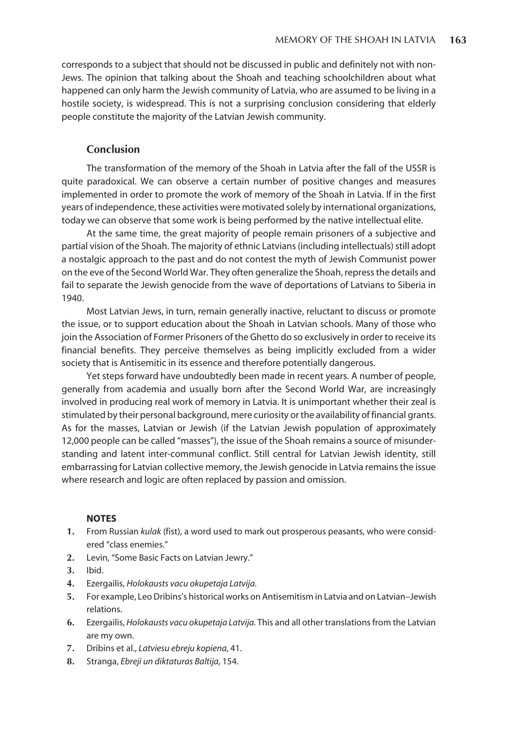corresponds to a subject that should not be discussed in public and definitely not with non-Jews. The opinion that talking about the Shoah and teaching schoolchildren about what happened can only harm the Jewish community of Latvia, who are assumed to be living in a hostile society, is widespread. This is not a surprising conclusion considering that elderly people constitute the majority of the Latvian Jewish community.

## Conclusion

The transformation of the memory of the Shoah in Latvia after the fall of the USSR is quite paradoxical. We can observe a certain number of positive changes and measures implemented in order to promote the work of memory of the Shoah in Latvia. If in the first years of independence, these activities were motivated solely by international organizations, today we can observe that some work is being performed by the native intellectual elite.

At the same time, the great majority of people remain prisoners of a subjective and partial vision of the Shoah. The majority of ethnic Latvians (including intellectuals) still adopt a nostalgic approach to the past and do not contest the myth of Jewish Communist power on the eve of the Second World War. They often generalize the Shoah, repress the details and fail to separate the Jewish genocide from the wave of deportations of Latvians to Siberia in 1940.

Most Latvian Jews, in turn, remain generally inactive, reluctant to discuss or promote the issue, or to support education about the Shoah in Latvian schools. Many of those who join the Association of Former Prisoners of the Ghetto do so exclusively in order to receive its financial benefits. They perceive themselves as being implicitly excluded from a wider society that is Antisemitic in its essence and therefore potentially dangerous.

Yet steps forward have undoubtedly been made in recent years. A number of people, generally from academia and usually born after the Second World War, are increasingly involved in producing real work of memory in Latvia. It is unimportant whether their zeal is stimulated by their personal background, mere curiosity or the availability of financial grants. As for the masses, Latvian or Jewish (if the Latvian Jewish population of approximately 12,000 people can be called "masses"), the issue of the Shoah remains a source of misunderstanding and latent inter-communal conflict. Still central for Latvian Jewish identity, still embarrassing for Latvian collective memory, the Jewish genocide in Latvia remains the issue where research and logic are often replaced by passion and omission.

### NOTES

1. From Russian *kulak* (fist), a word used to mark out prosperous peasants, who were considered "class enemies."
2. Levin, "Some Basic Facts on Latvian Jewry."
3. Ibid.
4. Ezergailis, *Holokausts vacu okupetaja Latvija.*
5. For example, Leo Dribins's historical works on Antisemitism in Latvia and on Latvian–Jewish relations.
6. Ezergailis, *Holokausts vacu okupetaja Latvija.* This and all other translations from the Latvian are my own.
7. Dribins et al., *Latviesu ebreju kopiena*, 41.
8. Stranga, *Ebreji un diktaturas Baltija*, 154.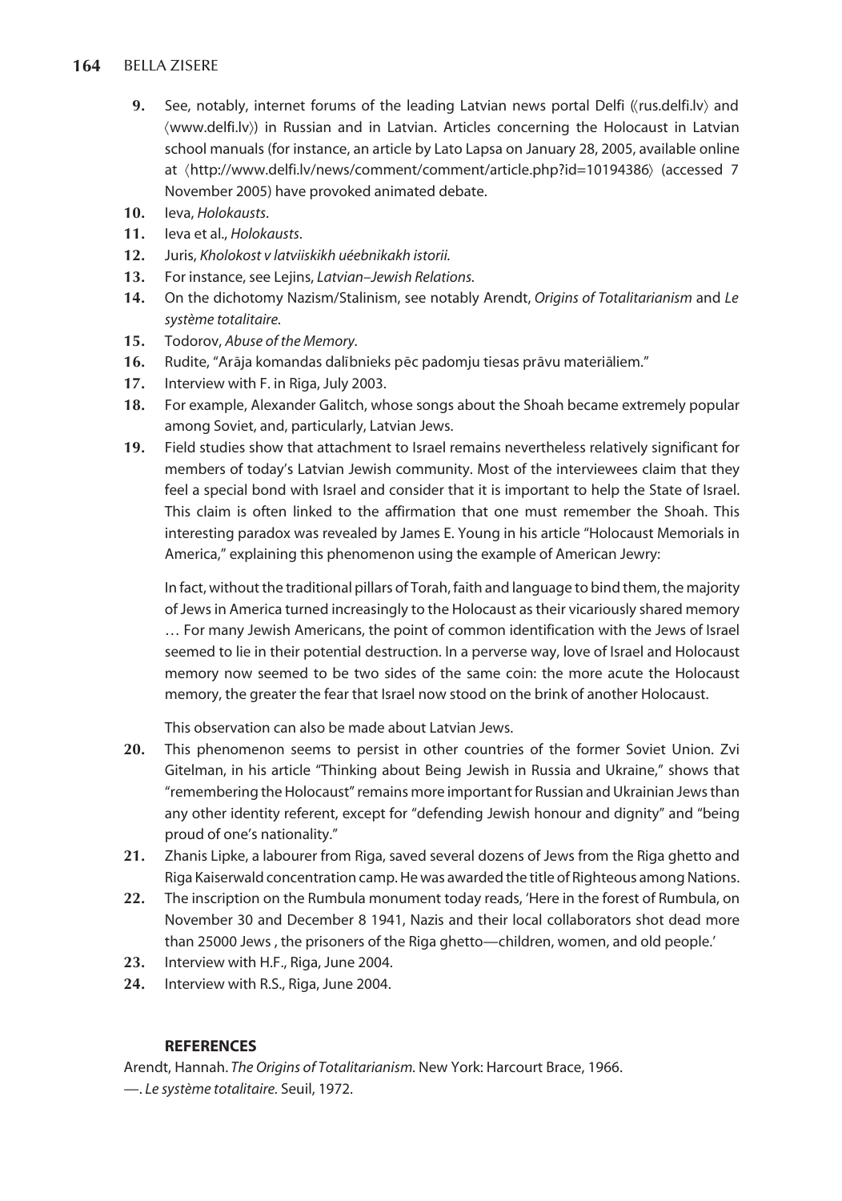9. See, notably, internet forums of the leading Latvian news portal Delfi (⟨rus.delfi.lv⟩ and ⟨www.delfi.lv⟩) in Russian and in Latvian. Articles concerning the Holocaust in Latvian school manuals (for instance, an article by Lato Lapsa on January 28, 2005, available online at ⟨http://www.delfi.lv/news/comment/comment/article.php?id=10194386⟩ (accessed 7 November 2005) have provoked animated debate.
10. Ieva, *Holokausts*.
11. Ieva et al., *Holokausts*.
12. Juris, *Kholokost v latviiskikh uéebnikakh istorii.*
13. For instance, see Lejins, *Latvian–Jewish Relations.*
14. On the dichotomy Nazism/Stalinism, see notably Arendt, *Origins of Totalitarianism* and *Le système totalitaire.*
15. Todorov, *Abuse of the Memory*.
16. Rudite, "Arāja komandas dalībnieks pēc padomju tiesas prāvu materiāliem."
17. Interview with F. in Riga, July 2003.
18. For example, Alexander Galitch, whose songs about the Shoah became extremely popular among Soviet, and, particularly, Latvian Jews.
19. Field studies show that attachment to Israel remains nevertheless relatively significant for members of today's Latvian Jewish community. Most of the interviewees claim that they feel a special bond with Israel and consider that it is important to help the State of Israel. This claim is often linked to the affirmation that one must remember the Shoah. This interesting paradox was revealed by James E. Young in his article "Holocaust Memorials in America," explaining this phenomenon using the example of American Jewry:

    In fact, without the traditional pillars of Torah, faith and language to bind them, the majority of Jews in America turned increasingly to the Holocaust as their vicariously shared memory … For many Jewish Americans, the point of common identification with the Jews of Israel seemed to lie in their potential destruction. In a perverse way, love of Israel and Holocaust memory now seemed to be two sides of the same coin: the more acute the Holocaust memory, the greater the fear that Israel now stood on the brink of another Holocaust.

    This observation can also be made about Latvian Jews.
20. This phenomenon seems to persist in other countries of the former Soviet Union. Zvi Gitelman, in his article "Thinking about Being Jewish in Russia and Ukraine," shows that "remembering the Holocaust" remains more important for Russian and Ukrainian Jews than any other identity referent, except for "defending Jewish honour and dignity" and "being proud of one's nationality."
21. Zhanis Lipke, a labourer from Riga, saved several dozens of Jews from the Riga ghetto and Riga Kaiserwald concentration camp. He was awarded the title of Righteous among Nations.
22. The inscription on the Rumbula monument today reads, 'Here in the forest of Rumbula, on November 30 and December 8 1941, Nazis and their local collaborators shot dead more than 25000 Jews , the prisoners of the Riga ghetto—children, women, and old people.'
23. Interview with H.F., Riga, June 2004.
24. Interview with R.S., Riga, June 2004.

## REFERENCES

Arendt, Hannah. *The Origins of Totalitarianism.* New York: Harcourt Brace, 1966.

—. *Le système totalitaire.* Seuil, 1972.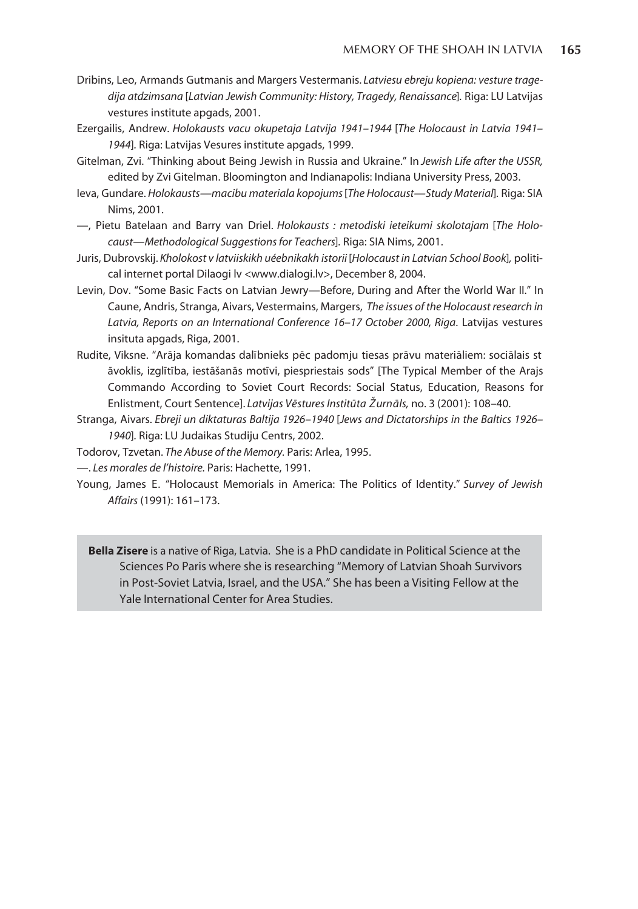Dribins, Leo, Armands Gutmanis and Margers Vestermanis. *Latviesu ebreju kopiena: vesture tragedija atdzimsana* [*Latvian Jewish Community: History, Tragedy, Renaissance*]. Riga: LU Latvijas vestures institute apgads, 2001.

Ezergailis, Andrew. *Holokausts vacu okupetaja Latvija 1941–1944* [*The Holocaust in Latvia 1941–1944*]. Riga: Latvijas Vesures institute apgads, 1999.

Gitelman, Zvi. "Thinking about Being Jewish in Russia and Ukraine." In *Jewish Life after the USSR,* edited by Zvi Gitelman. Bloomington and Indianapolis: Indiana University Press, 2003.

Ieva, Gundare. *Holokausts—macibu materiala kopojums* [*The Holocaust—Study Material*]. Riga: SIA Nims, 2001.

—, Pietu Batelaan and Barry van Driel. *Holokausts : metodiski ieteikumi skolotajam* [*The Holocaust—Methodological Suggestions for Teachers*]. Riga: SIA Nims, 2001.

Juris, Dubrovskij. *Kholokost v latviiskikh uéebnikakh istorii* [*Holocaust in Latvian School Book*], political internet portal Dilaogi lv <www.dialogi.lv>, December 8, 2004.

Levin, Dov. "Some Basic Facts on Latvian Jewry—Before, During and After the World War II." In Caune, Andris, Stranga, Aivars, Vestermains, Margers, *The issues of the Holocaust research in Latvia, Reports on an International Conference 16–17 October 2000, Riga*. Latvijas vestures insituta apgads, Riga, 2001.

Rudite, Viksne. "Arāja komandas dalībnieks pēc padomju tiesas prāvu materiāliem: sociālais st āvoklis, izglītība, iestāšanās motīvi, piespriestais sods" [The Typical Member of the Arajs Commando According to Soviet Court Records: Social Status, Education, Reasons for Enlistment, Court Sentence]. *Latvijas Vēstures Institūta Žurnāls,* no. 3 (2001): 108–40.

Stranga, Aivars. *Ebreji un diktaturas Baltija 1926–1940* [*Jews and Dictatorships in the Baltics 1926–1940*]. Riga: LU Judaikas Studiju Centrs, 2002.

Todorov, Tzvetan. *The Abuse of the Memory*. Paris: Arlea, 1995.

—. *Les morales de l'histoire.* Paris: Hachette, 1991.

Young, James E. "Holocaust Memorials in America: The Politics of Identity." *Survey of Jewish Affairs* (1991): 161–173.

**Bella Zisere** is a native of Riga, Latvia. She is a PhD candidate in Political Science at the Sciences Po Paris where she is researching "Memory of Latvian Shoah Survivors in Post-Soviet Latvia, Israel, and the USA." She has been a Visiting Fellow at the Yale International Center for Area Studies.